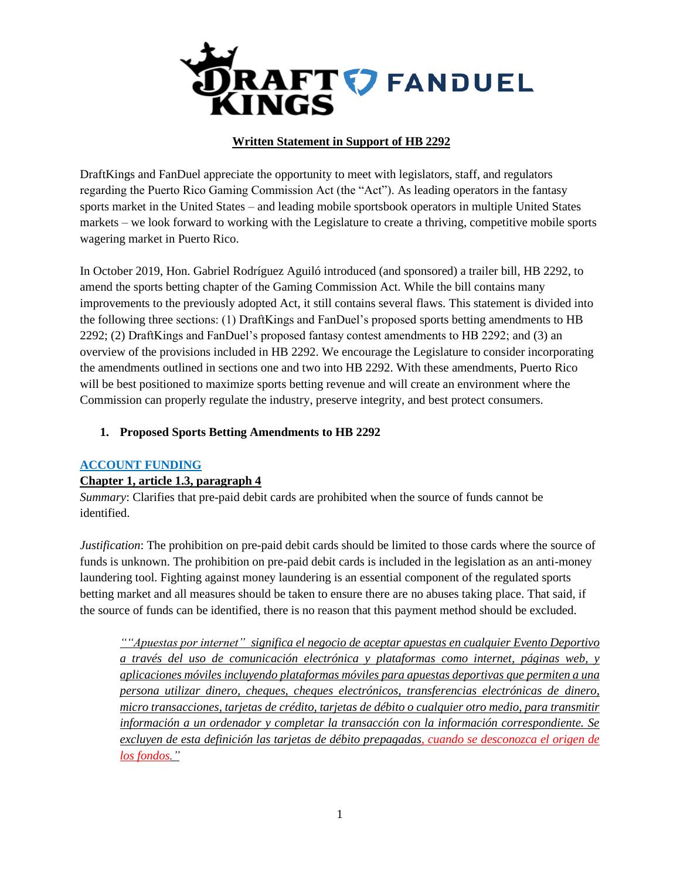**Written Statement in Support of HB 2292**

DraftKings and FanDuel appreciate the opportunity to meet with legislators, staff, and regulators regarding the Puerto Rico Gaming Commission Act (the "Act"). As leading operators in the fantasy sports market in the United States – and leading mobile sportsbook operators in multiple United States markets – we look forward to working with the Legislature to create a thriving, competitive mobile sports wagering market in Puerto Rico.

In October 2019, Hon. Gabriel Rodríguez Aguiló introduced (and sponsored) a trailer bill, HB 2292, to amend the sports betting chapter of the Gaming Commission Act. While the bill contains many improvements to the previously adopted Act, it still contains several flaws. This statement is divided into the following three sections: (1) DraftKings and FanDuel's proposed sports betting amendments to HB 2292; (2) DraftKings and FanDuel's proposed fantasy contest amendments to HB 2292; and (3) an overview of the provisions included in HB 2292. We encourage the Legislature to consider incorporating the amendments outlined in sections one and two into HB 2292. With these amendments, Puerto Rico will be best positioned to maximize sports betting revenue and will create an environment where the Commission can properly regulate the industry, preserve integrity, and best protect consumers.

## 1. Proposed Sports Betting Amendments to HB 2292

### ACCOUNT FUNDING

**Chapter 1, article 1.3, paragraph 4**

*Summary*: Clarifies that pre-paid debit cards are prohibited when the source of funds cannot be identified.

*Justification*: The prohibition on pre-paid debit cards should be limited to those cards where the source of funds is unknown. The prohibition on pre-paid debit cards is included in the legislation as an anti-money laundering tool. Fighting against money laundering is an essential component of the regulated sports betting market and all measures should be taken to ensure there are no abuses taking place. That said, if the source of funds can be identified, there is no reason that this payment method should be excluded.

> *""Apuestas por internet" significa el negocio de aceptar apuestas en cualquier Evento Deportivo a través del uso de comunicación electrónica y plataformas como internet, páginas web, y aplicaciones móviles incluyendo plataformas móviles para apuestas deportivas que permiten a una persona utilizar dinero, cheques, cheques electrónicos, transferencias electrónicas de dinero, micro transacciones, tarjetas de crédito, tarjetas de débito o cualquier otro medio, para transmitir información a un ordenador y completar la transacción con la información correspondiente. Se excluyen de esta definición las tarjetas de débito prepagadas, cuando se desconozca el origen de los fondos."*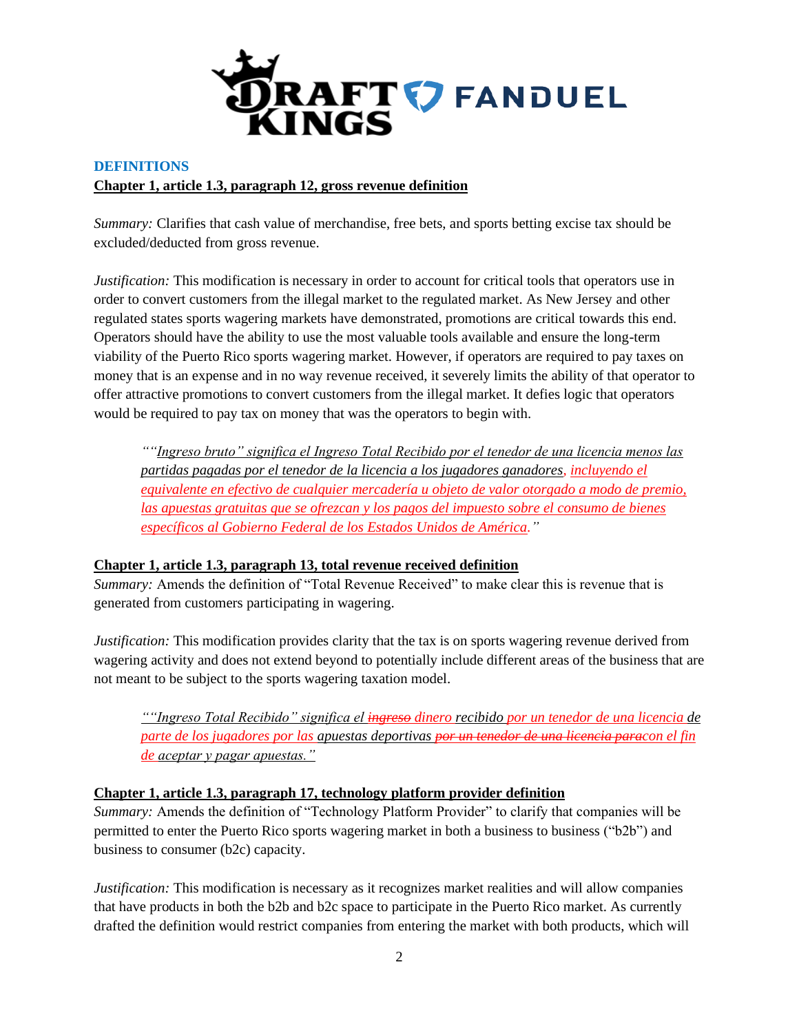### DEFINITIONS

**Chapter 1, article 1.3, paragraph 12, gross revenue definition**

*Summary:* Clarifies that cash value of merchandise, free bets, and sports betting excise tax should be excluded/deducted from gross revenue.

*Justification:* This modification is necessary in order to account for critical tools that operators use in order to convert customers from the illegal market to the regulated market. As New Jersey and other regulated states sports wagering markets have demonstrated, promotions are critical towards this end. Operators should have the ability to use the most valuable tools available and ensure the long-term viability of the Puerto Rico sports wagering market. However, if operators are required to pay taxes on money that is an expense and in no way revenue received, it severely limits the ability of that operator to offer attractive promotions to convert customers from the illegal market. It defies logic that operators would be required to pay tax on money that was the operators to begin with.

> *""Ingreso bruto" significa el Ingreso Total Recibido por el tenedor de una licencia menos las partidas pagadas por el tenedor de la licencia a los jugadores ganadores, incluyendo el equivalente en efectivo de cualquier mercadería u objeto de valor otorgado a modo de premio, las apuestas gratuitas que se ofrezcan y los pagos del impuesto sobre el consumo de bienes específicos al Gobierno Federal de los Estados Unidos de América."*

**Chapter 1, article 1.3, paragraph 13, total revenue received definition**

*Summary:* Amends the definition of "Total Revenue Received" to make clear this is revenue that is generated from customers participating in wagering.

*Justification:* This modification provides clarity that the tax is on sports wagering revenue derived from wagering activity and does not extend beyond to potentially include different areas of the business that are not meant to be subject to the sports wagering taxation model.

> *""Ingreso Total Recibido" significa el ~~ingreso~~ dinero recibido por un tenedor de una licencia de parte de los jugadores por las apuestas deportivas ~~por un tenedor de una licencia para~~con el fin de aceptar y pagar apuestas."*

**Chapter 1, article 1.3, paragraph 17, technology platform provider definition**

*Summary:* Amends the definition of "Technology Platform Provider" to clarify that companies will be permitted to enter the Puerto Rico sports wagering market in both a business to business ("b2b") and business to consumer (b2c) capacity.

*Justification:* This modification is necessary as it recognizes market realities and will allow companies that have products in both the b2b and b2c space to participate in the Puerto Rico market. As currently drafted the definition would restrict companies from entering the market with both products, which will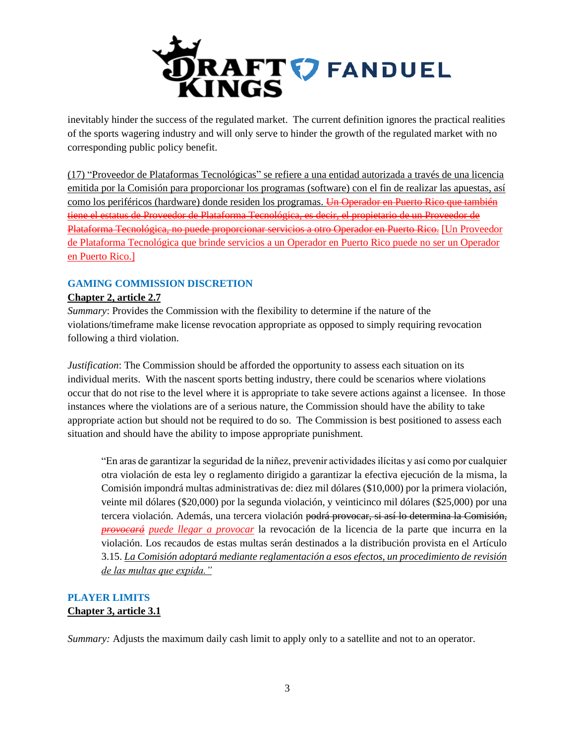inevitably hinder the success of the regulated market. The current definition ignores the practical realities of the sports wagering industry and will only serve to hinder the growth of the regulated market with no corresponding public policy benefit.

(17) "Proveedor de Plataformas Tecnológicas" se refiere a una entidad autorizada a través de una licencia emitida por la Comisión para proporcionar los programas (software) con el fin de realizar las apuestas, así como los periféricos (hardware) donde residen los programas. ~~Un Operador en Puerto Rico que también tiene el estatus de Proveedor de Plataforma Tecnológica, es decir, el propietario de un Proveedor de Plataforma Tecnológica, no puede proporcionar servicios a otro Operador en Puerto Rico.~~ [Un Proveedor de Plataforma Tecnológica que brinde servicios a un Operador en Puerto Rico puede no ser un Operador en Puerto Rico.]

## GAMING COMMISSION DISCRETION

**Chapter 2, article 2.7**

*Summary*: Provides the Commission with the flexibility to determine if the nature of the violations/timeframe make license revocation appropriate as opposed to simply requiring revocation following a third violation.

*Justification*: The Commission should be afforded the opportunity to assess each situation on its individual merits. With the nascent sports betting industry, there could be scenarios where violations occur that do not rise to the level where it is appropriate to take severe actions against a licensee. In those instances where the violations are of a serious nature, the Commission should have the ability to take appropriate action but should not be required to do so. The Commission is best positioned to assess each situation and should have the ability to impose appropriate punishment.

> "En aras de garantizar la seguridad de la niñez, prevenir actividades ilícitas y así como por cualquier otra violación de esta ley o reglamento dirigido a garantizar la efectiva ejecución de la misma, la Comisión impondrá multas administrativas de: diez mil dólares ($10,000) por la primera violación, veinte mil dólares ($20,000) por la segunda violación, y veinticinco mil dólares ($25,000) por una tercera violación. Además, una tercera violación ~~podrá provocar, si así lo determina la Comisión,~~ ~~*provocará*~~ *puede llegar a provocar* la revocación de la licencia de la parte que incurra en la violación. Los recaudos de estas multas serán destinados a la distribución provista en el Artículo 3.15. *La Comisión adoptará mediante reglamentación a esos efectos, un procedimiento de revisión de las multas que expida."*

## PLAYER LIMITS

**Chapter 3, article 3.1**

*Summary:* Adjusts the maximum daily cash limit to apply only to a satellite and not to an operator.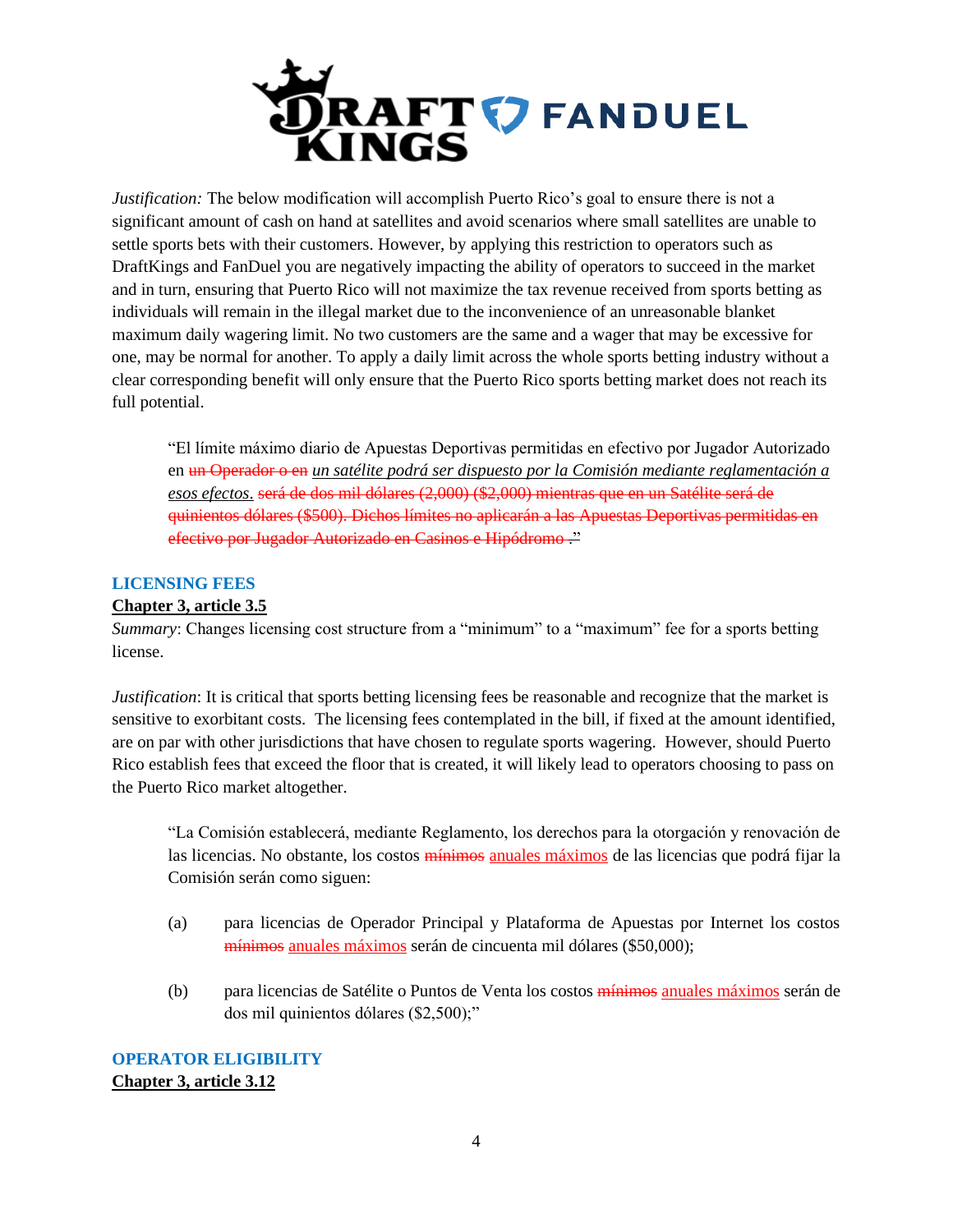*Justification:* The below modification will accomplish Puerto Rico's goal to ensure there is not a significant amount of cash on hand at satellites and avoid scenarios where small satellites are unable to settle sports bets with their customers. However, by applying this restriction to operators such as DraftKings and FanDuel you are negatively impacting the ability of operators to succeed in the market and in turn, ensuring that Puerto Rico will not maximize the tax revenue received from sports betting as individuals will remain in the illegal market due to the inconvenience of an unreasonable blanket maximum daily wagering limit. No two customers are the same and a wager that may be excessive for one, may be normal for another. To apply a daily limit across the whole sports betting industry without a clear corresponding benefit will only ensure that the Puerto Rico sports betting market does not reach its full potential.

> "El límite máximo diario de Apuestas Deportivas permitidas en efectivo por Jugador Autorizado en ~~un Operador o en~~ *un satélite podrá ser dispuesto por la Comisión mediante reglamentación a esos efectos*. ~~será de dos mil dólares (2,000) ($2,000) mientras que en un Satélite será de quinientos dólares ($500). Dichos límites no aplicarán a las Apuestas Deportivas permitidas en efectivo por Jugador Autorizado en Casinos e Hipódromo .~~"

## LICENSING FEES

**Chapter 3, article 3.5**

*Summary*: Changes licensing cost structure from a "minimum" to a "maximum" fee for a sports betting license.

*Justification*: It is critical that sports betting licensing fees be reasonable and recognize that the market is sensitive to exorbitant costs. The licensing fees contemplated in the bill, if fixed at the amount identified, are on par with other jurisdictions that have chosen to regulate sports wagering. However, should Puerto Rico establish fees that exceed the floor that is created, it will likely lead to operators choosing to pass on the Puerto Rico market altogether.

> "La Comisión establecerá, mediante Reglamento, los derechos para la otorgación y renovación de las licencias. No obstante, los costos ~~mínimos~~ anuales máximos de las licencias que podrá fijar la Comisión serán como siguen:
>
> (a) para licencias de Operador Principal y Plataforma de Apuestas por Internet los costos ~~mínimos~~ anuales máximos serán de cincuenta mil dólares ($50,000);
>
> (b) para licencias de Satélite o Puntos de Venta los costos ~~mínimos~~ anuales máximos serán de dos mil quinientos dólares ($2,500);"

## OPERATOR ELIGIBILITY

**Chapter 3, article 3.12**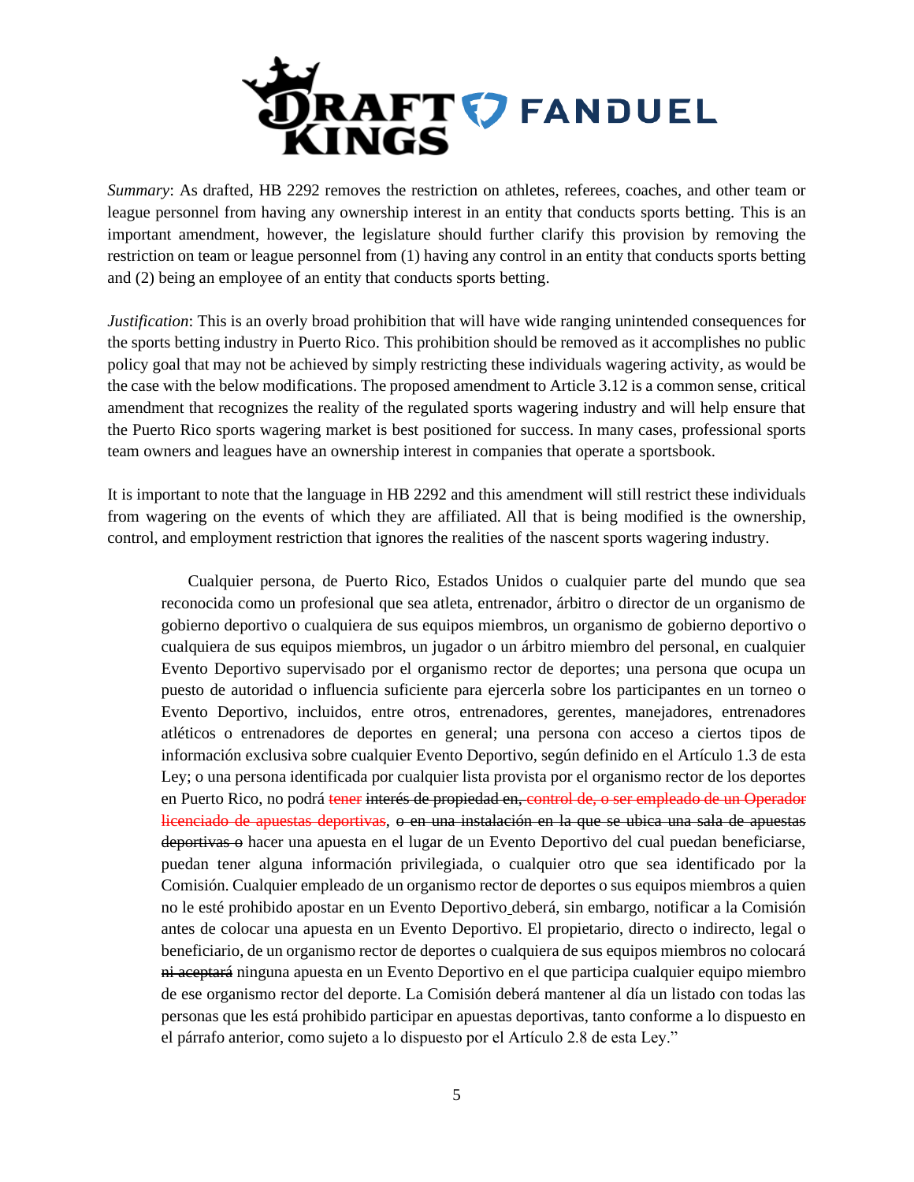*Summary*: As drafted, HB 2292 removes the restriction on athletes, referees, coaches, and other team or league personnel from having any ownership interest in an entity that conducts sports betting. This is an important amendment, however, the legislature should further clarify this provision by removing the restriction on team or league personnel from (1) having any control in an entity that conducts sports betting and (2) being an employee of an entity that conducts sports betting.

*Justification*: This is an overly broad prohibition that will have wide ranging unintended consequences for the sports betting industry in Puerto Rico. This prohibition should be removed as it accomplishes no public policy goal that may not be achieved by simply restricting these individuals wagering activity, as would be the case with the below modifications. The proposed amendment to Article 3.12 is a common sense, critical amendment that recognizes the reality of the regulated sports wagering industry and will help ensure that the Puerto Rico sports wagering market is best positioned for success. In many cases, professional sports team owners and leagues have an ownership interest in companies that operate a sportsbook.

It is important to note that the language in HB 2292 and this amendment will still restrict these individuals from wagering on the events of which they are affiliated. All that is being modified is the ownership, control, and employment restriction that ignores the realities of the nascent sports wagering industry.

> Cualquier persona, de Puerto Rico, Estados Unidos o cualquier parte del mundo que sea reconocida como un profesional que sea atleta, entrenador, árbitro o director de un organismo de gobierno deportivo o cualquiera de sus equipos miembros, un organismo de gobierno deportivo o cualquiera de sus equipos miembros, un jugador o un árbitro miembro del personal, en cualquier Evento Deportivo supervisado por el organismo rector de deportes; una persona que ocupa un puesto de autoridad o influencia suficiente para ejercerla sobre los participantes en un torneo o Evento Deportivo, incluidos, entre otros, entrenadores, gerentes, manejadores, entrenadores atléticos o entrenadores de deportes en general; una persona con acceso a ciertos tipos de información exclusiva sobre cualquier Evento Deportivo, según definido en el Artículo 1.3 de esta Ley; o una persona identificada por cualquier lista provista por el organismo rector de los deportes en Puerto Rico, no podrá ~~tener~~ ~~interés de propiedad en,~~ ~~control de, o ser empleado de un Operador licenciado de apuestas deportivas~~, ~~o en una instalación en la que se ubica una sala de apuestas deportivas o~~ hacer una apuesta en el lugar de un Evento Deportivo del cual puedan beneficiarse, puedan tener alguna información privilegiada, o cualquier otro que sea identificado por la Comisión. Cualquier empleado de un organismo rector de deportes o sus equipos miembros a quien no le esté prohibido apostar en un Evento Deportivo deberá, sin embargo, notificar a la Comisión antes de colocar una apuesta en un Evento Deportivo. El propietario, directo o indirecto, legal o beneficiario, de un organismo rector de deportes o cualquiera de sus equipos miembros no colocará ~~ni aceptará~~ ninguna apuesta en un Evento Deportivo en el que participa cualquier equipo miembro de ese organismo rector del deporte. La Comisión deberá mantener al día un listado con todas las personas que les está prohibido participar en apuestas deportivas, tanto conforme a lo dispuesto en el párrafo anterior, como sujeto a lo dispuesto por el Artículo 2.8 de esta Ley."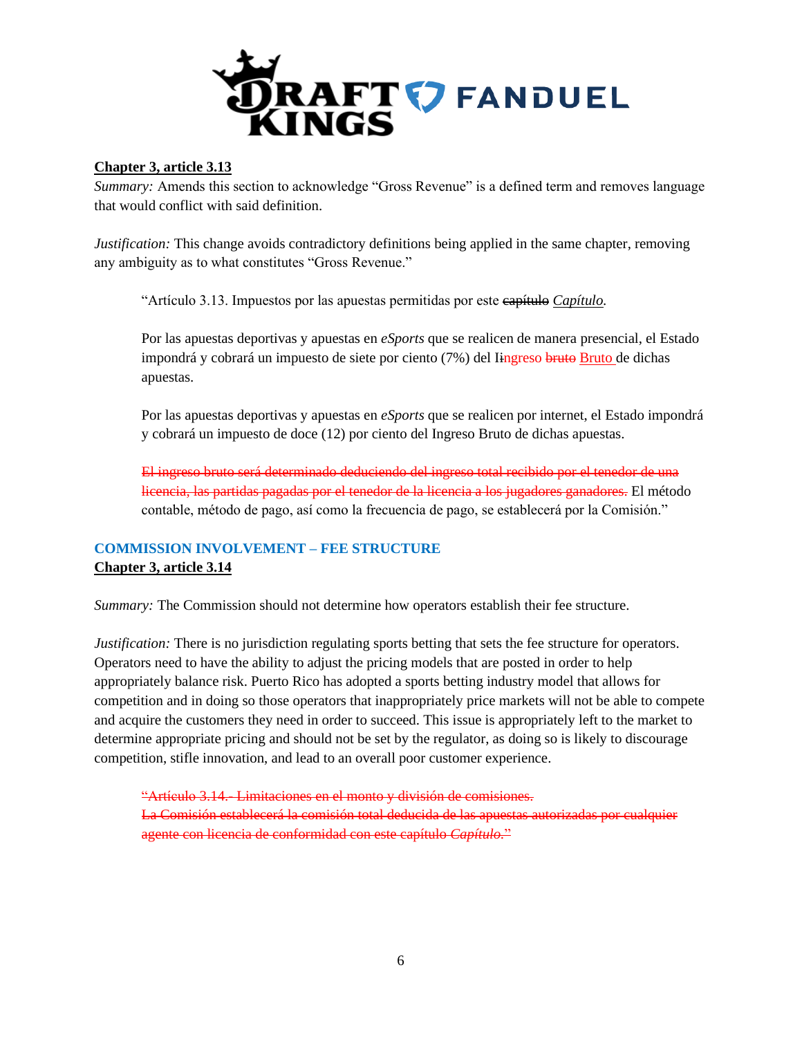**Chapter 3, article 3.13**

*Summary:* Amends this section to acknowledge "Gross Revenue" is a defined term and removes language that would conflict with said definition.

*Justification:* This change avoids contradictory definitions being applied in the same chapter, removing any ambiguity as to what constitutes "Gross Revenue."

> "Artículo 3.13. Impuestos por las apuestas permitidas por este ~~capítulo~~ *Capítulo*.
>
> Por las apuestas deportivas y apuestas en *eSports* que se realicen de manera presencial, el Estado impondrá y cobrará un impuesto de siete por ciento (7%) del I~~i~~ngreso ~~bruto~~ Bruto de dichas apuestas.
>
> Por las apuestas deportivas y apuestas en *eSports* que se realicen por internet, el Estado impondrá y cobrará un impuesto de doce (12) por ciento del Ingreso Bruto de dichas apuestas.
>
> ~~El ingreso bruto será determinado deduciendo del ingreso total recibido por el tenedor de una licencia, las partidas pagadas por el tenedor de la licencia a los jugadores ganadores.~~ El método contable, método de pago, así como la frecuencia de pago, se establecerá por la Comisión."

**COMMISSION INVOLVEMENT – FEE STRUCTURE**

**Chapter 3, article 3.14**

*Summary:* The Commission should not determine how operators establish their fee structure.

*Justification:* There is no jurisdiction regulating sports betting that sets the fee structure for operators. Operators need to have the ability to adjust the pricing models that are posted in order to help appropriately balance risk. Puerto Rico has adopted a sports betting industry model that allows for competition and in doing so those operators that inappropriately price markets will not be able to compete and acquire the customers they need in order to succeed. This issue is appropriately left to the market to determine appropriate pricing and should not be set by the regulator, as doing so is likely to discourage competition, stifle innovation, and lead to an overall poor customer experience.

> ~~"Artículo 3.14.- Limitaciones en el monto y división de comisiones.~~
> ~~La Comisión establecerá la comisión total deducida de las apuestas autorizadas por cualquier agente con licencia de conformidad con este capítulo *Capítulo*."~~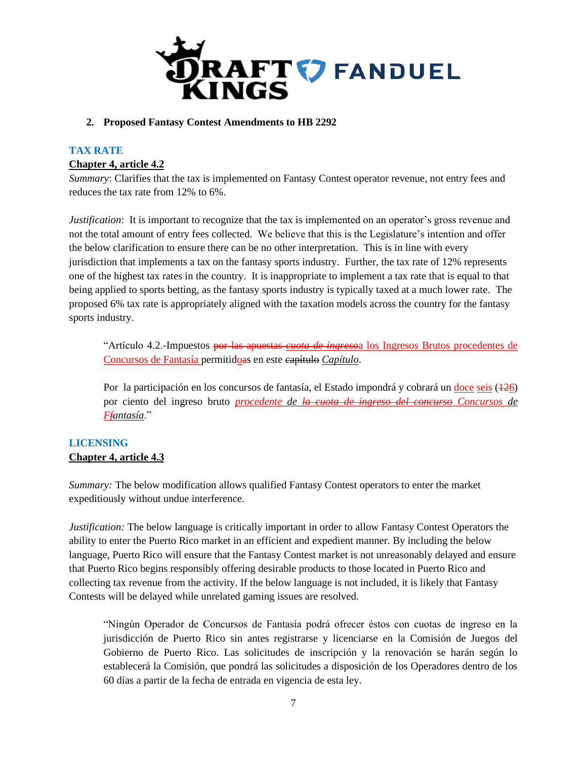2. **Proposed Fantasy Contest Amendments to HB 2292**

### TAX RATE

**Chapter 4, article 4.2**

*Summary*: Clarifies that the tax is implemented on Fantasy Contest operator revenue, not entry fees and reduces the tax rate from 12% to 6%.

*Justification*: It is important to recognize that the tax is implemented on an operator's gross revenue and not the total amount of entry fees collected. We believe that this is the Legislature's intention and offer the below clarification to ensure there can be no other interpretation. This is in line with every jurisdiction that implements a tax on the fantasy sports industry. Further, the tax rate of 12% represents one of the highest tax rates in the country. It is inappropriate to implement a tax rate that is equal to that being applied to sports betting, as the fantasy sports industry is typically taxed at a much lower rate. The proposed 6% tax rate is appropriately aligned with the taxation models across the country for the fantasy sports industry.

> "Artículo 4.2.-Impuestos ~~por las apuestas~~ ~~*cuota de ingreso*~~a los Ingresos Brutos procedentes de Concursos de Fantasía permitid~~o~~as en este ~~capítulo~~ *Capítulo*.
>
> Por la participación en los concursos de fantasía, el Estado impondrá y cobrará un ~~doce~~ seis (~~12~~6) por ciento del ingreso bruto *procedente de* ~~*la cuota de ingreso del concurso*~~ *Concursos de* ~~*F*~~*fantasía*."

### LICENSING

**Chapter 4, article 4.3**

*Summary:* The below modification allows qualified Fantasy Contest operators to enter the market expeditiously without undue interference.

*Justification:* The below language is critically important in order to allow Fantasy Contest Operators the ability to enter the Puerto Rico market in an efficient and expedient manner. By including the below language, Puerto Rico will ensure that the Fantasy Contest market is not unreasonably delayed and ensure that Puerto Rico begins responsibly offering desirable products to those located in Puerto Rico and collecting tax revenue from the activity. If the below language is not included, it is likely that Fantasy Contests will be delayed while unrelated gaming issues are resolved.

> "Ningún Operador de Concursos de Fantasía podrá ofrecer éstos con cuotas de ingreso en la jurisdicción de Puerto Rico sin antes registrarse y licenciarse en la Comisión de Juegos del Gobierno de Puerto Rico. Las solicitudes de inscripción y la renovación se harán según lo establecerá la Comisión, que pondrá las solicitudes a disposición de los Operadores dentro de los 60 días a partir de la fecha de entrada en vigencia de esta ley.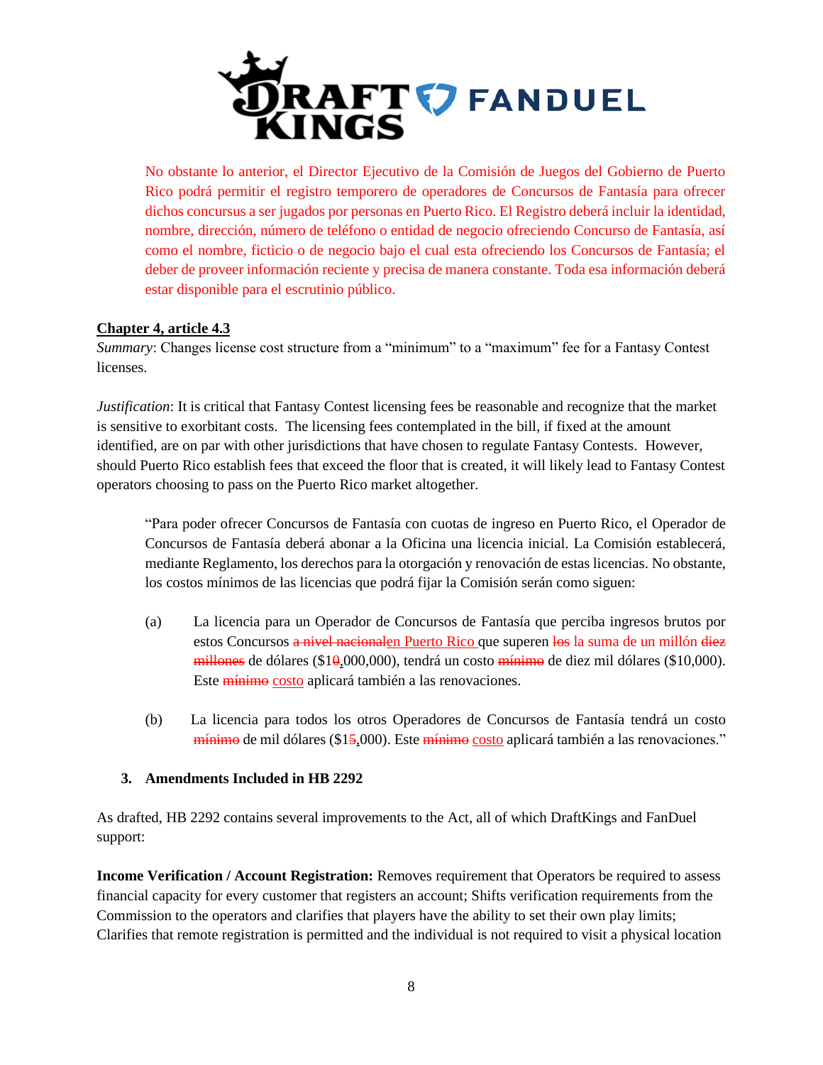No obstante lo anterior, el Director Ejecutivo de la Comisión de Juegos del Gobierno de Puerto Rico podrá permitir el registro temporero de operadores de Concursos de Fantasía para ofrecer dichos concursus a ser jugados por personas en Puerto Rico. El Registro deberá incluir la identidad, nombre, dirección, número de teléfono o entidad de negocio ofreciendo Concurso de Fantasía, así como el nombre, ficticio o de negocio bajo el cual esta ofreciendo los Concursos de Fantasía; el deber de proveer información reciente y precisa de manera constante. Toda esa información deberá estar disponible para el escrutinio público.

**Chapter 4, article 4.3**

*Summary*: Changes license cost structure from a "minimum" to a "maximum" fee for a Fantasy Contest licenses.

*Justification*: It is critical that Fantasy Contest licensing fees be reasonable and recognize that the market is sensitive to exorbitant costs. The licensing fees contemplated in the bill, if fixed at the amount identified, are on par with other jurisdictions that have chosen to regulate Fantasy Contests. However, should Puerto Rico establish fees that exceed the floor that is created, it will likely lead to Fantasy Contest operators choosing to pass on the Puerto Rico market altogether.

> "Para poder ofrecer Concursos de Fantasía con cuotas de ingreso en Puerto Rico, el Operador de Concursos de Fantasía deberá abonar a la Oficina una licencia inicial. La Comisión establecerá, mediante Reglamento, los derechos para la otorgación y renovación de estas licencias. No obstante, los costos mínimos de las licencias que podrá fijar la Comisión serán como siguen:
>
> (a) La licencia para un Operador de Concursos de Fantasía que perciba ingresos brutos por estos Concursos ~~a nivel nacional~~en Puerto Rico que superen ~~los~~ la suma de un millón ~~diez millones~~ de dólares ($1~~0~~,000,000), tendrá un costo ~~mínimo~~ de diez mil dólares ($10,000). Este ~~mínimo~~ costo aplicará también a las renovaciones.
>
> (b) La licencia para todos los otros Operadores de Concursos de Fantasía tendrá un costo ~~mínimo~~ de mil dólares ($1~~5~~,000). Este ~~mínimo~~ costo aplicará también a las renovaciones."

### 3. Amendments Included in HB 2292

As drafted, HB 2292 contains several improvements to the Act, all of which DraftKings and FanDuel support:

**Income Verification / Account Registration:** Removes requirement that Operators be required to assess financial capacity for every customer that registers an account; Shifts verification requirements from the Commission to the operators and clarifies that players have the ability to set their own play limits; Clarifies that remote registration is permitted and the individual is not required to visit a physical location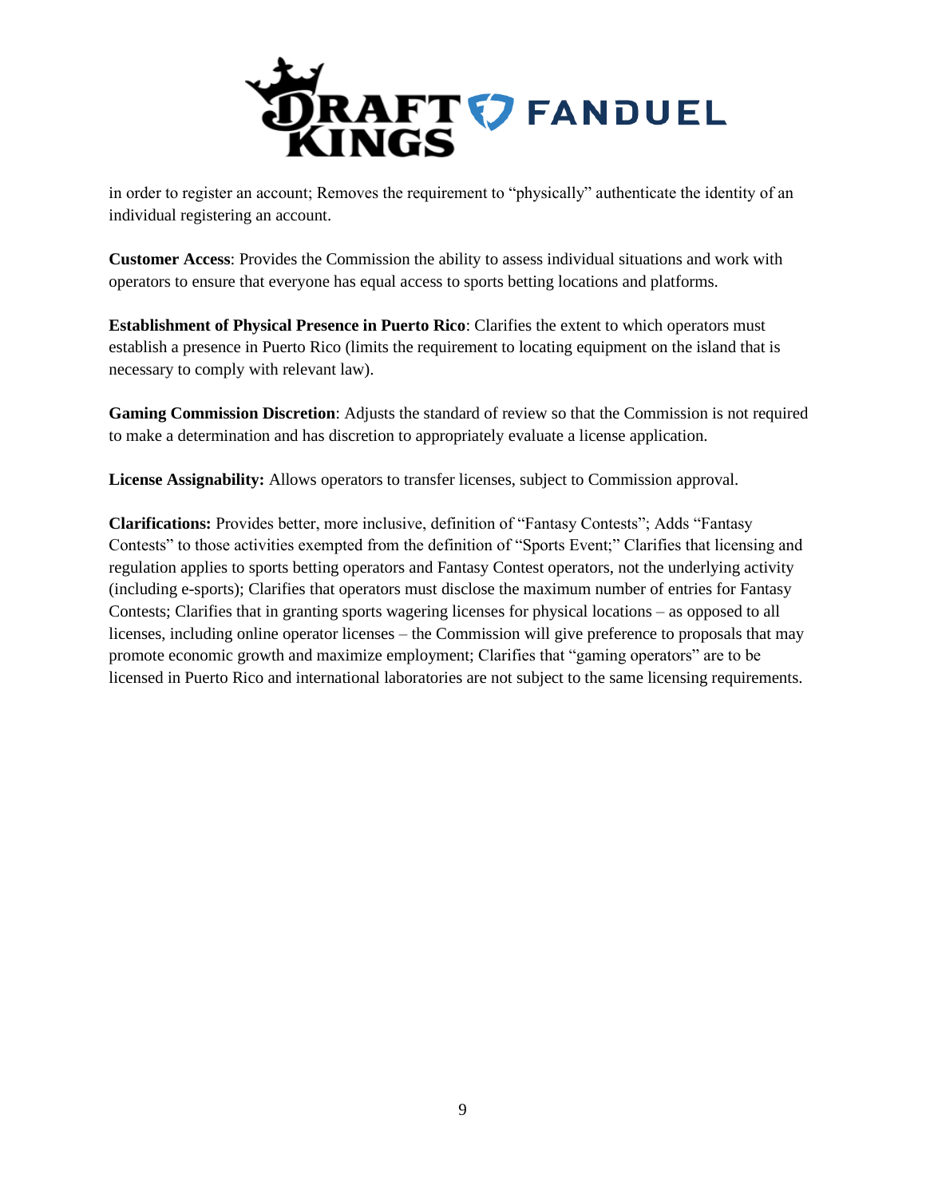in order to register an account; Removes the requirement to "physically" authenticate the identity of an individual registering an account.

**Customer Access**: Provides the Commission the ability to assess individual situations and work with operators to ensure that everyone has equal access to sports betting locations and platforms.

**Establishment of Physical Presence in Puerto Rico**: Clarifies the extent to which operators must establish a presence in Puerto Rico (limits the requirement to locating equipment on the island that is necessary to comply with relevant law).

**Gaming Commission Discretion**: Adjusts the standard of review so that the Commission is not required to make a determination and has discretion to appropriately evaluate a license application.

**License Assignability:** Allows operators to transfer licenses, subject to Commission approval.

**Clarifications:** Provides better, more inclusive, definition of "Fantasy Contests"; Adds "Fantasy Contests" to those activities exempted from the definition of "Sports Event;" Clarifies that licensing and regulation applies to sports betting operators and Fantasy Contest operators, not the underlying activity (including e-sports); Clarifies that operators must disclose the maximum number of entries for Fantasy Contests; Clarifies that in granting sports wagering licenses for physical locations – as opposed to all licenses, including online operator licenses – the Commission will give preference to proposals that may promote economic growth and maximize employment; Clarifies that "gaming operators" are to be licensed in Puerto Rico and international laboratories are not subject to the same licensing requirements.